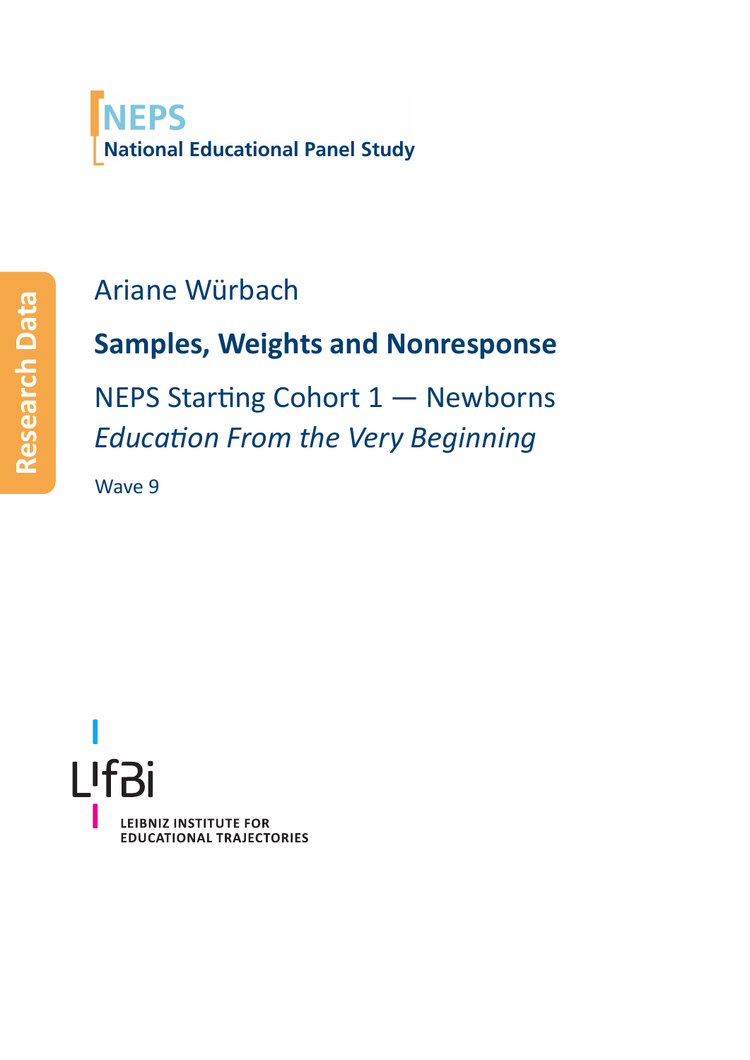NEPS
National Educational Panel Study

Research Data

Ariane Würbach

# Samples, Weights and Nonresponse

NEPS Starting Cohort 1 — Newborns

*Education From the Very Beginning*

Wave 9

LIfBi

LEIBNIZ INSTITUTE FOR EDUCATIONAL TRAJECTORIES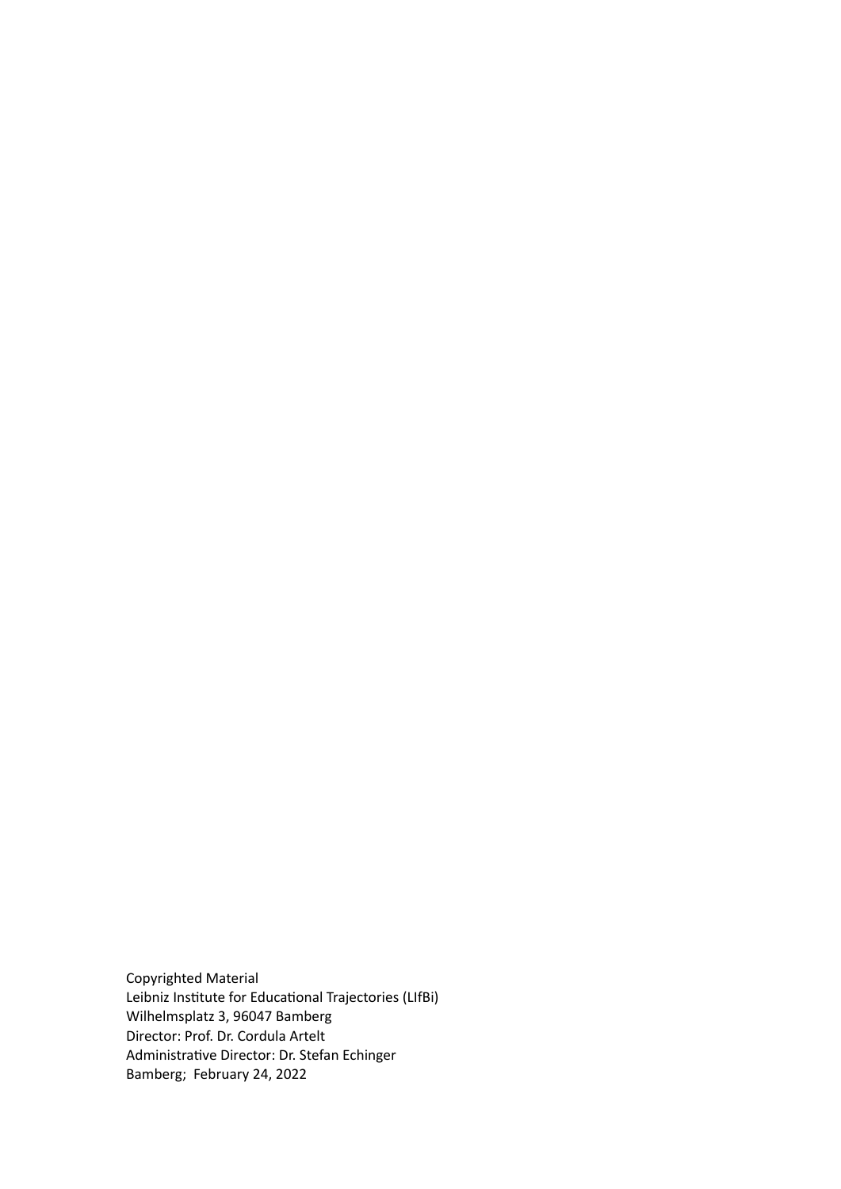Copyrighted Material
Leibniz Institute for Educational Trajectories (LIfBi)
Wilhelmsplatz 3, 96047 Bamberg
Director: Prof. Dr. Cordula Artelt
Administrative Director: Dr. Stefan Echinger
Bamberg; February 24, 2022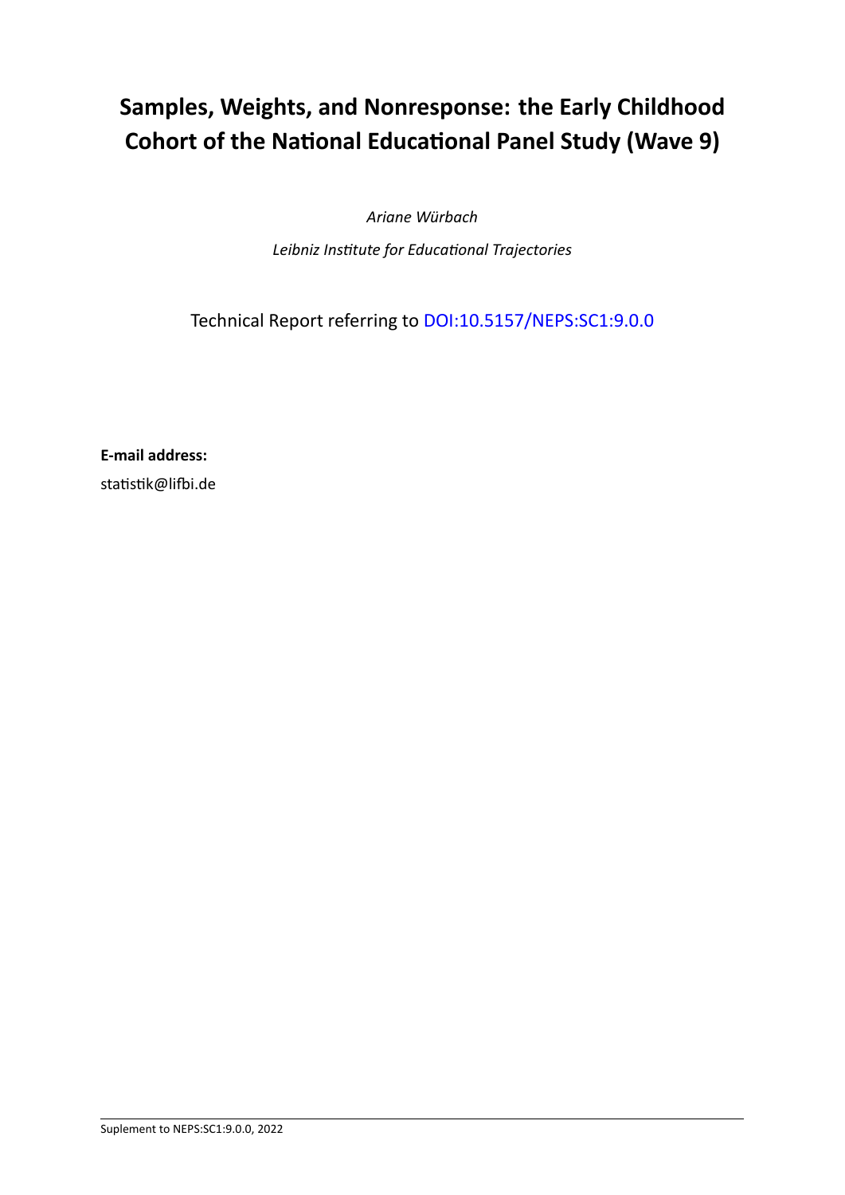# Samples, Weights, and Nonresponse: the Early Childhood Cohort of the National Educational Panel Study (Wave 9)

*Ariane Würbach*

*Leibniz Institute for Educational Trajectories*

Technical Report referring to DOI:10.5157/NEPS:SC1:9.0.0

**E-mail address:**

statistik@lifbi.de

Suplement to NEPS:SC1:9.0.0, 2022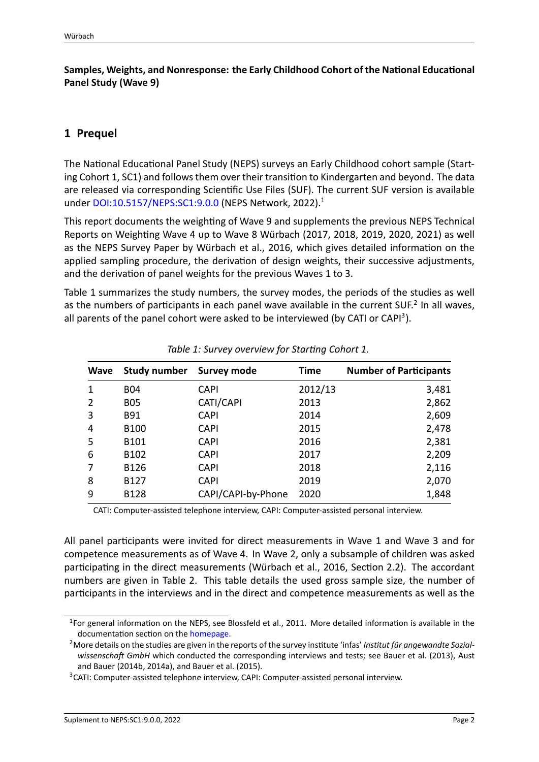**Samples, Weights, and Nonresponse: the Early Childhood Cohort of the National Educational Panel Study (Wave 9)**

## 1 Prequel

The National Educational Panel Study (NEPS) surveys an Early Childhood cohort sample (Starting Cohort 1, SC1) and follows them over their transition to Kindergarten and beyond. The data are released via corresponding Scientific Use Files (SUF). The current SUF version is available under DOI:10.5157/NEPS:SC1:9.0.0 (NEPS Network, 2022).[1]

This report documents the weighting of Wave 9 and supplements the previous NEPS Technical Reports on Weighting Wave 4 up to Wave 8 Würbach (2017, 2018, 2019, 2020, 2021) as well as the NEPS Survey Paper by Würbach et al., 2016, which gives detailed information on the applied sampling procedure, the derivation of design weights, their successive adjustments, and the derivation of panel weights for the previous Waves 1 to 3.

Table 1 summarizes the study numbers, the survey modes, the periods of the studies as well as the numbers of participants in each panel wave available in the current SUF.[2] In all waves, all parents of the panel cohort were asked to be interviewed (by CATI or CAPI[3]).

*Table 1: Survey overview for Starting Cohort 1.*

| Wave | Study number | Survey mode | Time | Number of Participants |
|---|---|---|---|---:|
| 1 | B04 | CAPI | 2012/13 | 3,481 |
| 2 | B05 | CATI/CAPI | 2013 | 2,862 |
| 3 | B91 | CAPI | 2014 | 2,609 |
| 4 | B100 | CAPI | 2015 | 2,478 |
| 5 | B101 | CAPI | 2016 | 2,381 |
| 6 | B102 | CAPI | 2017 | 2,209 |
| 7 | B126 | CAPI | 2018 | 2,116 |
| 8 | B127 | CAPI | 2019 | 2,070 |
| 9 | B128 | CAPI/CAPI-by-Phone | 2020 | 1,848 |

CATI: Computer-assisted telephone interview, CAPI: Computer-assisted personal interview.

All panel participants were invited for direct measurements in Wave 1 and Wave 3 and for competence measurements as of Wave 4. In Wave 2, only a subsample of children was asked participating in the direct measurements (Würbach et al., 2016, Section 2.2). The accordant numbers are given in Table 2. This table details the used gross sample size, the number of participants in the interviews and in the direct and competence measurements as well as the

[1] For general information on the NEPS, see Blossfeld et al., 2011. More detailed information is available in the documentation section on the homepage.

[2] More details on the studies are given in the reports of the survey institute 'infas' *Institut für angewandte Sozialwissenschaft GmbH* which conducted the corresponding interviews and tests; see Bauer et al. (2013), Aust and Bauer (2014b, 2014a), and Bauer et al. (2015).

[3] CATI: Computer-assisted telephone interview, CAPI: Computer-assisted personal interview.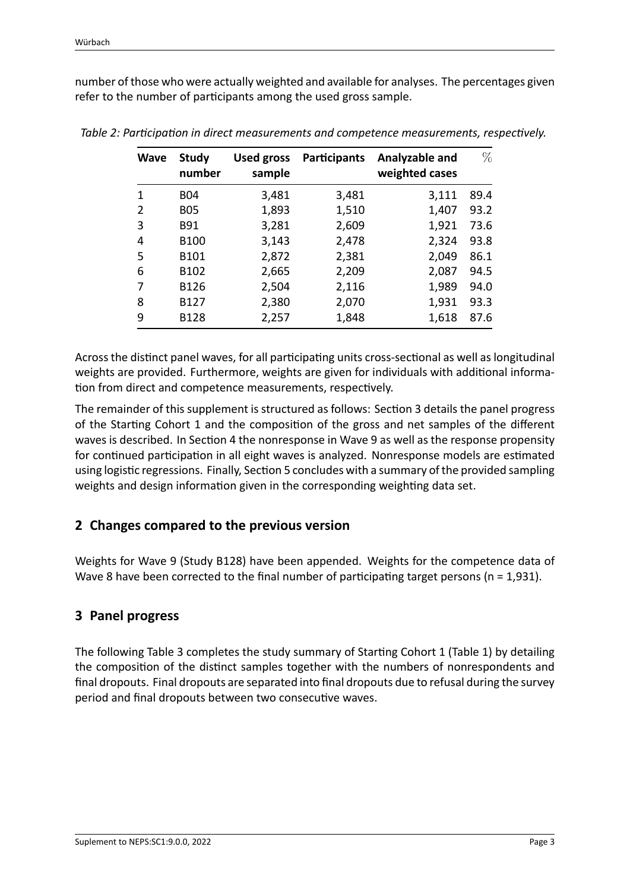number of those who were actually weighted and available for analyses. The percentages given refer to the number of participants among the used gross sample.

*Table 2: Participation in direct measurements and competence measurements, respectively.*

| Wave | Study number | Used gross sample | Participants | Analyzable and weighted cases | % |
|---|---|---|---|---|---|
| 1 | B04 | 3,481 | 3,481 | 3,111 | 89.4 |
| 2 | B05 | 1,893 | 1,510 | 1,407 | 93.2 |
| 3 | B91 | 3,281 | 2,609 | 1,921 | 73.6 |
| 4 | B100 | 3,143 | 2,478 | 2,324 | 93.8 |
| 5 | B101 | 2,872 | 2,381 | 2,049 | 86.1 |
| 6 | B102 | 2,665 | 2,209 | 2,087 | 94.5 |
| 7 | B126 | 2,504 | 2,116 | 1,989 | 94.0 |
| 8 | B127 | 2,380 | 2,070 | 1,931 | 93.3 |
| 9 | B128 | 2,257 | 1,848 | 1,618 | 87.6 |

Across the distinct panel waves, for all participating units cross-sectional as well as longitudinal weights are provided. Furthermore, weights are given for individuals with additional information from direct and competence measurements, respectively.

The remainder of this supplement is structured as follows: Section 3 details the panel progress of the Starting Cohort 1 and the composition of the gross and net samples of the different waves is described. In Section 4 the nonresponse in Wave 9 as well as the response propensity for continued participation in all eight waves is analyzed. Nonresponse models are estimated using logistic regressions. Finally, Section 5 concludes with a summary of the provided sampling weights and design information given in the corresponding weighting data set.

## 2 Changes compared to the previous version

Weights for Wave 9 (Study B128) have been appended. Weights for the competence data of Wave 8 have been corrected to the final number of participating target persons (n = 1,931).

## 3 Panel progress

The following Table 3 completes the study summary of Starting Cohort 1 (Table 1) by detailing the composition of the distinct samples together with the numbers of nonrespondents and final dropouts. Final dropouts are separated into final dropouts due to refusal during the survey period and final dropouts between two consecutive waves.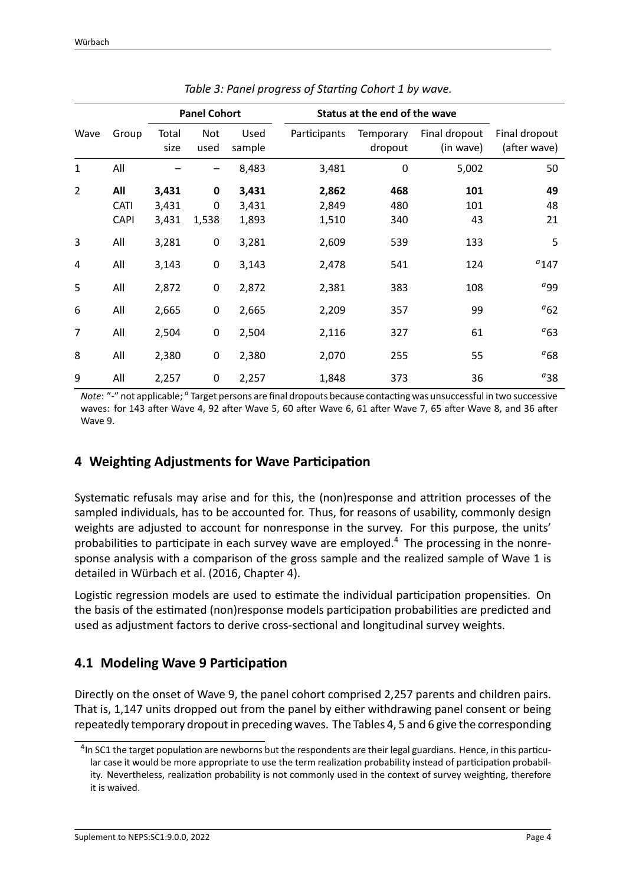*Table 3: Panel progress of Starting Cohort 1 by wave.*

| Wave | Group | Panel Cohort | | | Status at the end of the wave | | | |
|---|---|---|---|---|---|---|---|---|
| | | Total size | Not used | Used sample | Participants | Temporary dropout | Final dropout (in wave) | Final dropout (after wave) |
| 1 | All | – | – | 8,483 | 3,481 | 0 | 5,002 | 50 |
| 2 | **All** | **3,431** | **0** | **3,431** | **2,862** | **468** | **101** | **49** |
| | CATI | 3,431 | 0 | 3,431 | 2,849 | 480 | 101 | 48 |
| | CAPI | 3,431 | 1,538 | 1,893 | 1,510 | 340 | 43 | 21 |
| 3 | All | 3,281 | 0 | 3,281 | 2,609 | 539 | 133 | 5 |
| 4 | All | 3,143 | 0 | 3,143 | 2,478 | 541 | 124 | [a]147 |
| 5 | All | 2,872 | 0 | 2,872 | 2,381 | 383 | 108 | [a]99 |
| 6 | All | 2,665 | 0 | 2,665 | 2,209 | 357 | 99 | [a]62 |
| 7 | All | 2,504 | 0 | 2,504 | 2,116 | 327 | 61 | [a]63 |
| 8 | All | 2,380 | 0 | 2,380 | 2,070 | 255 | 55 | [a]68 |
| 9 | All | 2,257 | 0 | 2,257 | 1,848 | 373 | 36 | [a]38 |

*Note*: "-" not applicable; [a] Target persons are final dropouts because contacting was unsuccessful in two successive waves: for 143 after Wave 4, 92 after Wave 5, 60 after Wave 6, 61 after Wave 7, 65 after Wave 8, and 36 after Wave 9.

## 4 Weighting Adjustments for Wave Participation

Systematic refusals may arise and for this, the (non)response and attrition processes of the sampled individuals, has to be accounted for. Thus, for reasons of usability, commonly design weights are adjusted to account for nonresponse in the survey. For this purpose, the units' probabilities to participate in each survey wave are employed.[4] The processing in the nonresponse analysis with a comparison of the gross sample and the realized sample of Wave 1 is detailed in Würbach et al. (2016, Chapter 4).

Logistic regression models are used to estimate the individual participation propensities. On the basis of the estimated (non)response models participation probabilities are predicted and used as adjustment factors to derive cross-sectional and longitudinal survey weights.

### 4.1 Modeling Wave 9 Participation

Directly on the onset of Wave 9, the panel cohort comprised 2,257 parents and children pairs. That is, 1,147 units dropped out from the panel by either withdrawing panel consent or being repeatedly temporary dropout in preceding waves. The Tables 4, 5 and 6 give the corresponding

[4] In SC1 the target population are newborns but the respondents are their legal guardians. Hence, in this particular case it would be more appropriate to use the term realization probability instead of participation probability. Nevertheless, realization probability is not commonly used in the context of survey weighting, therefore it is waived.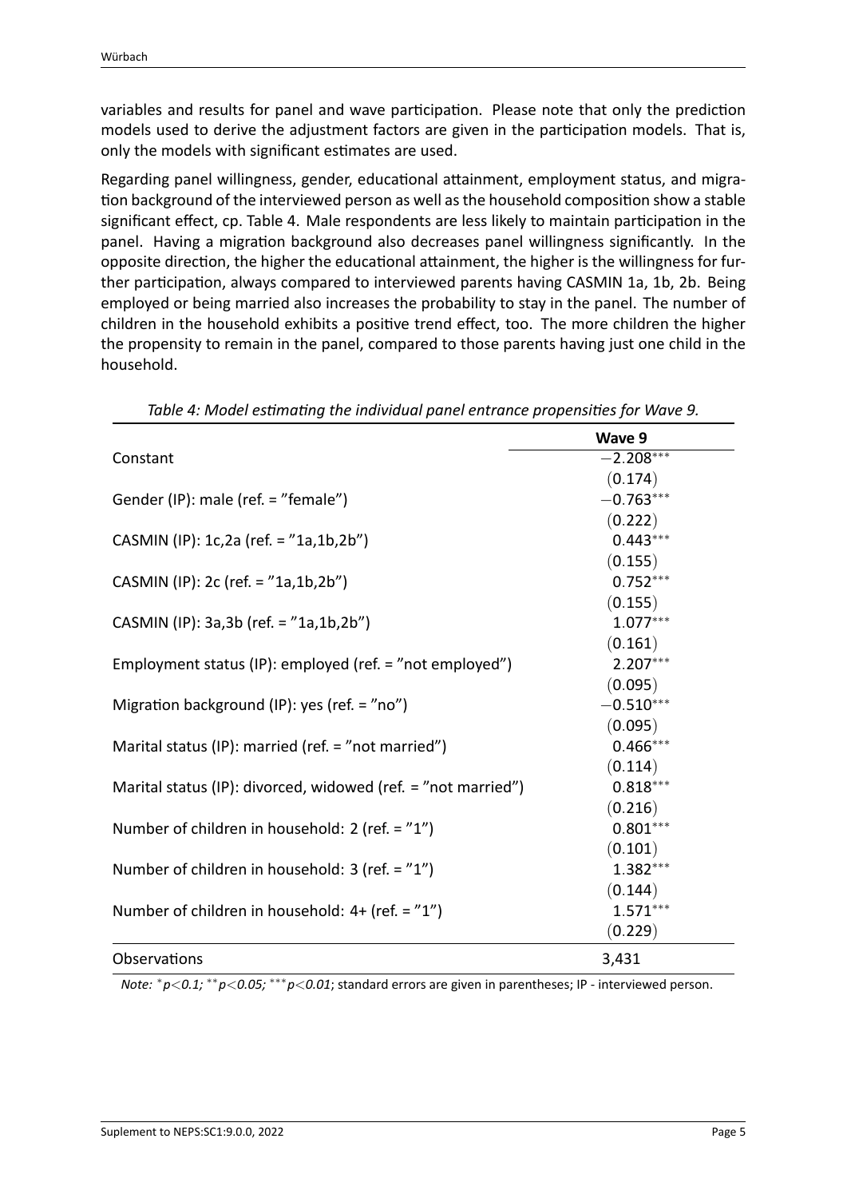variables and results for panel and wave participation. Please note that only the prediction models used to derive the adjustment factors are given in the participation models. That is, only the models with significant estimates are used.

Regarding panel willingness, gender, educational attainment, employment status, and migration background of the interviewed person as well as the household composition show a stable significant effect, cp. Table 4. Male respondents are less likely to maintain participation in the panel. Having a migration background also decreases panel willingness significantly. In the opposite direction, the higher the educational attainment, the higher is the willingness for further participation, always compared to interviewed parents having CASMIN 1a, 1b, 2b. Being employed or being married also increases the probability to stay in the panel. The number of children in the household exhibits a positive trend effect, too. The more children the higher the propensity to remain in the panel, compared to those parents having just one child in the household.

*Table 4: Model estimating the individual panel entrance propensities for Wave 9.*

| | **Wave 9** |
|---|---|
| Constant | $-2.208^{***}$ |
| | $(0.174)$ |
| Gender (IP): male (ref. = "female") | $-0.763^{***}$ |
| | $(0.222)$ |
| CASMIN (IP): 1c,2a (ref. = "1a,1b,2b") | $0.443^{***}$ |
| | $(0.155)$ |
| CASMIN (IP): 2c (ref. = "1a,1b,2b") | $0.752^{***}$ |
| | $(0.155)$ |
| CASMIN (IP): 3a,3b (ref. = "1a,1b,2b") | $1.077^{***}$ |
| | $(0.161)$ |
| Employment status (IP): employed (ref. = "not employed") | $2.207^{***}$ |
| | $(0.095)$ |
| Migration background (IP): yes (ref. = "no") | $-0.510^{***}$ |
| | $(0.095)$ |
| Marital status (IP): married (ref. = "not married") | $0.466^{***}$ |
| | $(0.114)$ |
| Marital status (IP): divorced, widowed (ref. = "not married") | $0.818^{***}$ |
| | $(0.216)$ |
| Number of children in household: 2 (ref. = "1") | $0.801^{***}$ |
| | $(0.101)$ |
| Number of children in household: 3 (ref. = "1") | $1.382^{***}$ |
| | $(0.144)$ |
| Number of children in household: 4+ (ref. = "1") | $1.571^{***}$ |
| | $(0.229)$ |
| Observations | 3,431 |

*Note:* $^{*}p<0.1$; $^{**}p<0.05$; $^{***}p<0.01$; standard errors are given in parentheses; IP - interviewed person.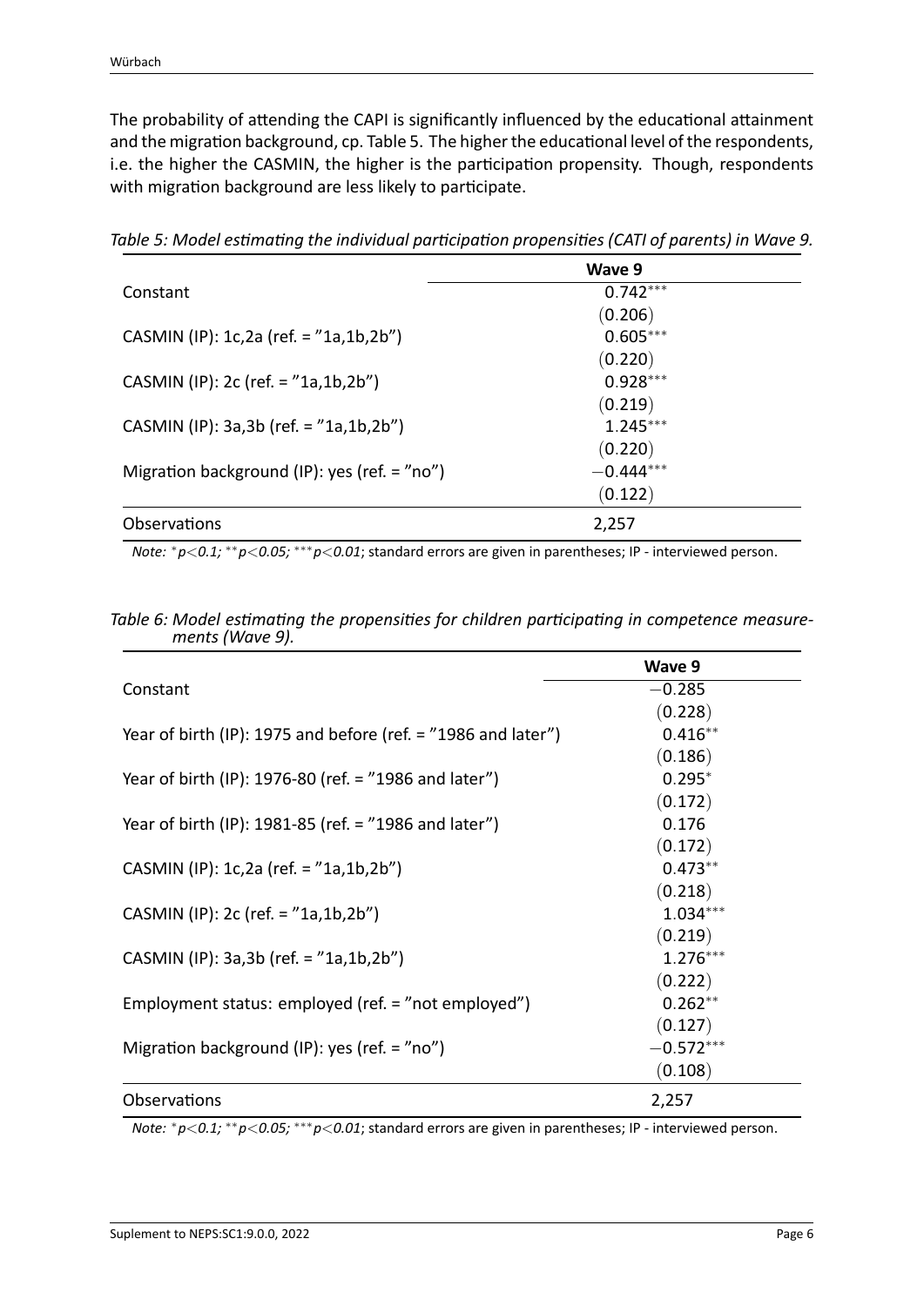The probability of attending the CAPI is significantly influenced by the educational attainment and the migration background, cp. Table 5. The higher the educational level of the respondents, i.e. the higher the CASMIN, the higher is the participation propensity. Though, respondents with migration background are less likely to participate.

*Table 5: Model estimating the individual participation propensities (CATI of parents) in Wave 9.*

| | **Wave 9** |
|---|---|
| Constant | $0.742^{***}$ |
| | $(0.206)$ |
| CASMIN (IP): 1c,2a (ref. = "1a,1b,2b") | $0.605^{***}$ |
| | $(0.220)$ |
| CASMIN (IP): 2c (ref. = "1a,1b,2b") | $0.928^{***}$ |
| | $(0.219)$ |
| CASMIN (IP): 3a,3b (ref. = "1a,1b,2b") | $1.245^{***}$ |
| | $(0.220)$ |
| Migration background (IP): yes (ref. = "no") | $-0.444^{***}$ |
| | $(0.122)$ |
| Observations | 2,257 |

*Note:* $^{*}$*p<0.1;* $^{**}$*p<0.05;* $^{***}$*p<0.01*; standard errors are given in parentheses; IP - interviewed person.

*Table 6: Model estimating the propensities for children participating in competence measurements (Wave 9).*

| | **Wave 9** |
|---|---|
| Constant | $-0.285$ |
| | $(0.228)$ |
| Year of birth (IP): 1975 and before (ref. = "1986 and later") | $0.416^{**}$ |
| | $(0.186)$ |
| Year of birth (IP): 1976-80 (ref. = "1986 and later") | $0.295^{*}$ |
| | $(0.172)$ |
| Year of birth (IP): 1981-85 (ref. = "1986 and later") | $0.176$ |
| | $(0.172)$ |
| CASMIN (IP): 1c,2a (ref. = "1a,1b,2b") | $0.473^{**}$ |
| | $(0.218)$ |
| CASMIN (IP): 2c (ref. = "1a,1b,2b") | $1.034^{***}$ |
| | $(0.219)$ |
| CASMIN (IP): 3a,3b (ref. = "1a,1b,2b") | $1.276^{***}$ |
| | $(0.222)$ |
| Employment status: employed (ref. = "not employed") | $0.262^{**}$ |
| | $(0.127)$ |
| Migration background (IP): yes (ref. = "no") | $-0.572^{***}$ |
| | $(0.108)$ |
| Observations | 2,257 |

*Note:* $^{*}$*p<0.1;* $^{**}$*p<0.05;* $^{***}$*p<0.01*; standard errors are given in parentheses; IP - interviewed person.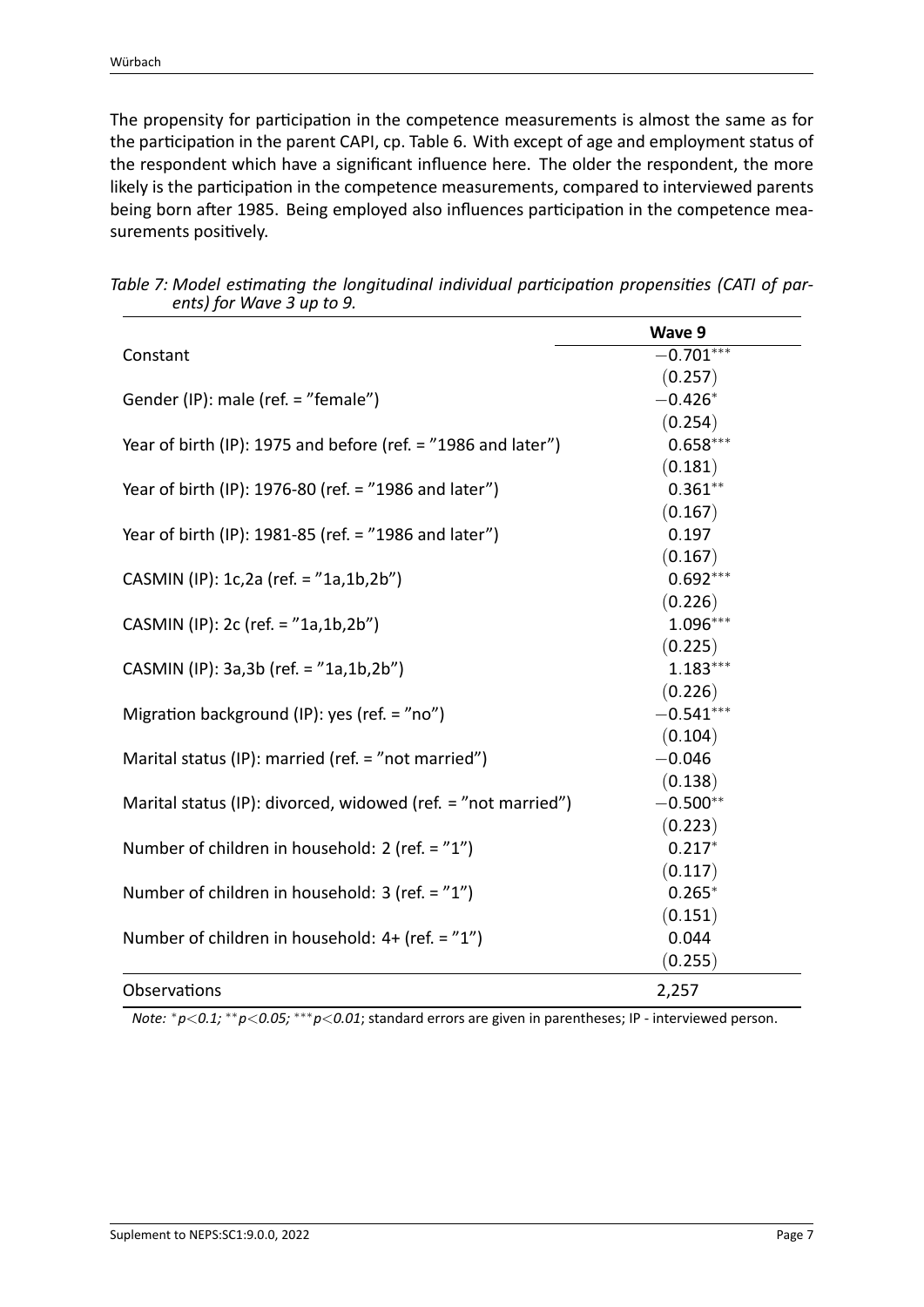The propensity for participation in the competence measurements is almost the same as for the participation in the parent CAPI, cp. Table 6. With except of age and employment status of the respondent which have a significant influence here. The older the respondent, the more likely is the participation in the competence measurements, compared to interviewed parents being born after 1985. Being employed also influences participation in the competence measurements positively.

*Table 7: Model estimating the longitudinal individual participation propensities (CATI of parents) for Wave 3 up to 9.*

| | **Wave 9** |
|---|---|
| Constant | $-0.701^{***}$ |
| | $(0.257)$ |
| Gender (IP): male (ref. = "female") | $-0.426^{*}$ |
| | $(0.254)$ |
| Year of birth (IP): 1975 and before (ref. = "1986 and later") | $0.658^{***}$ |
| | $(0.181)$ |
| Year of birth (IP): 1976-80 (ref. = "1986 and later") | $0.361^{**}$ |
| | $(0.167)$ |
| Year of birth (IP): 1981-85 (ref. = "1986 and later") | $0.197$ |
| | $(0.167)$ |
| CASMIN (IP): 1c,2a (ref. = "1a,1b,2b") | $0.692^{***}$ |
| | $(0.226)$ |
| CASMIN (IP): 2c (ref. = "1a,1b,2b") | $1.096^{***}$ |
| | $(0.225)$ |
| CASMIN (IP): 3a,3b (ref. = "1a,1b,2b") | $1.183^{***}$ |
| | $(0.226)$ |
| Migration background (IP): yes (ref. = "no") | $-0.541^{***}$ |
| | $(0.104)$ |
| Marital status (IP): married (ref. = "not married") | $-0.046$ |
| | $(0.138)$ |
| Marital status (IP): divorced, widowed (ref. = "not married") | $-0.500^{**}$ |
| | $(0.223)$ |
| Number of children in household: 2 (ref. = "1") | $0.217^{*}$ |
| | $(0.117)$ |
| Number of children in household: 3 (ref. = "1") | $0.265^{*}$ |
| | $(0.151)$ |
| Number of children in household: 4+ (ref. = "1") | $0.044$ |
| | $(0.255)$ |
| Observations | 2,257 |

*Note:* $^{*}p<0.1$; $^{**}p<0.05$; $^{***}p<0.01$; standard errors are given in parentheses; IP - interviewed person.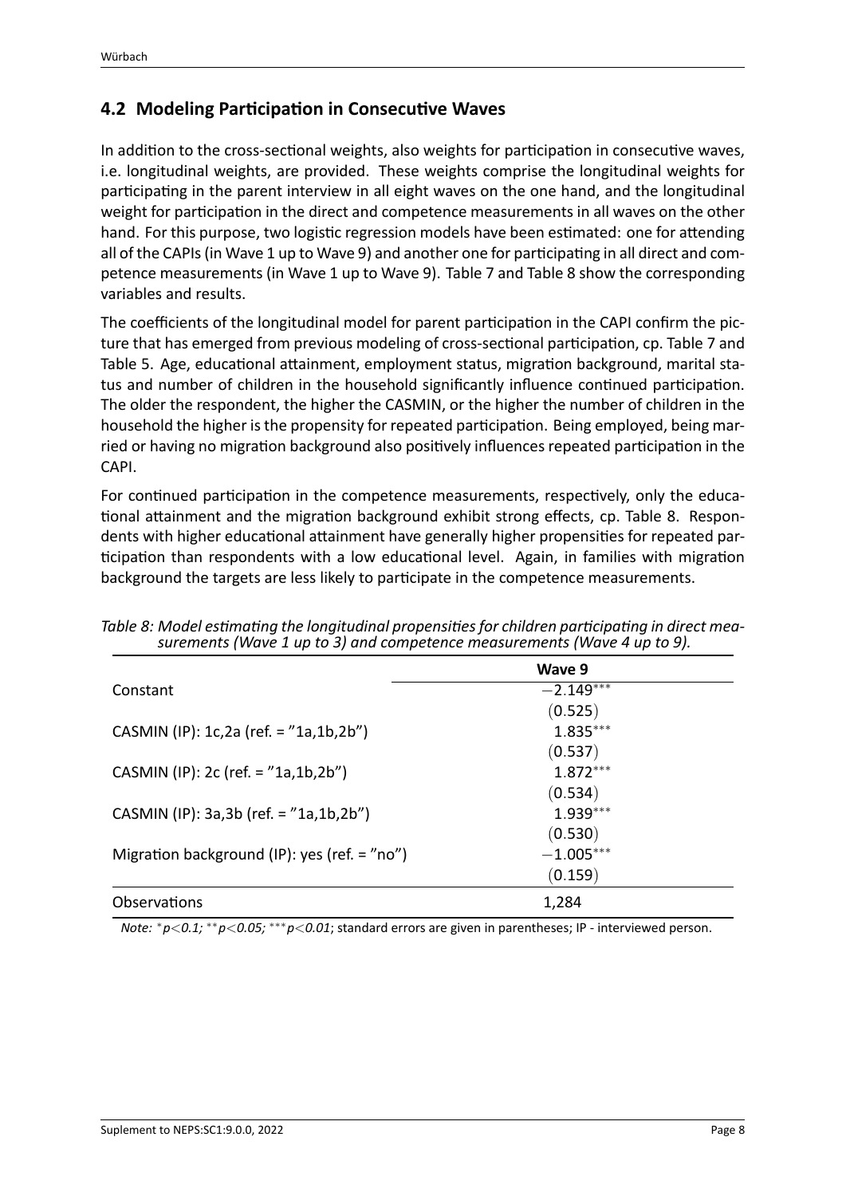## 4.2 Modeling Participation in Consecutive Waves

In addition to the cross-sectional weights, also weights for participation in consecutive waves, i.e. longitudinal weights, are provided. These weights comprise the longitudinal weights for participating in the parent interview in all eight waves on the one hand, and the longitudinal weight for participation in the direct and competence measurements in all waves on the other hand. For this purpose, two logistic regression models have been estimated: one for attending all of the CAPIs (in Wave 1 up to Wave 9) and another one for participating in all direct and competence measurements (in Wave 1 up to Wave 9). Table 7 and Table 8 show the corresponding variables and results.

The coefficients of the longitudinal model for parent participation in the CAPI confirm the picture that has emerged from previous modeling of cross-sectional participation, cp. Table 7 and Table 5. Age, educational attainment, employment status, migration background, marital status and number of children in the household significantly influence continued participation. The older the respondent, the higher the CASMIN, or the higher the number of children in the household the higher is the propensity for repeated participation. Being employed, being married or having no migration background also positively influences repeated participation in the CAPI.

For continued participation in the competence measurements, respectively, only the educational attainment and the migration background exhibit strong effects, cp. Table 8. Respondents with higher educational attainment have generally higher propensities for repeated participation than respondents with a low educational level. Again, in families with migration background the targets are less likely to participate in the competence measurements.

*Table 8: Model estimating the longitudinal propensities for children participating in direct measurements (Wave 1 up to 3) and competence measurements (Wave 4 up to 9).*

| | Wave 9 |
|---|---|
| Constant | $-2.149^{***}$ |
| | $(0.525)$ |
| CASMIN (IP): 1c,2a (ref. = "1a,1b,2b") | $1.835^{***}$ |
| | $(0.537)$ |
| CASMIN (IP): 2c (ref. = "1a,1b,2b") | $1.872^{***}$ |
| | $(0.534)$ |
| CASMIN (IP): 3a,3b (ref. = "1a,1b,2b") | $1.939^{***}$ |
| | $(0.530)$ |
| Migration background (IP): yes (ref. = "no") | $-1.005^{***}$ |
| | $(0.159)$ |
| Observations | 1,284 |

*Note:* $^{*}p<0.1$; $^{**}p<0.05$; $^{***}p<0.01$; standard errors are given in parentheses; IP - interviewed person.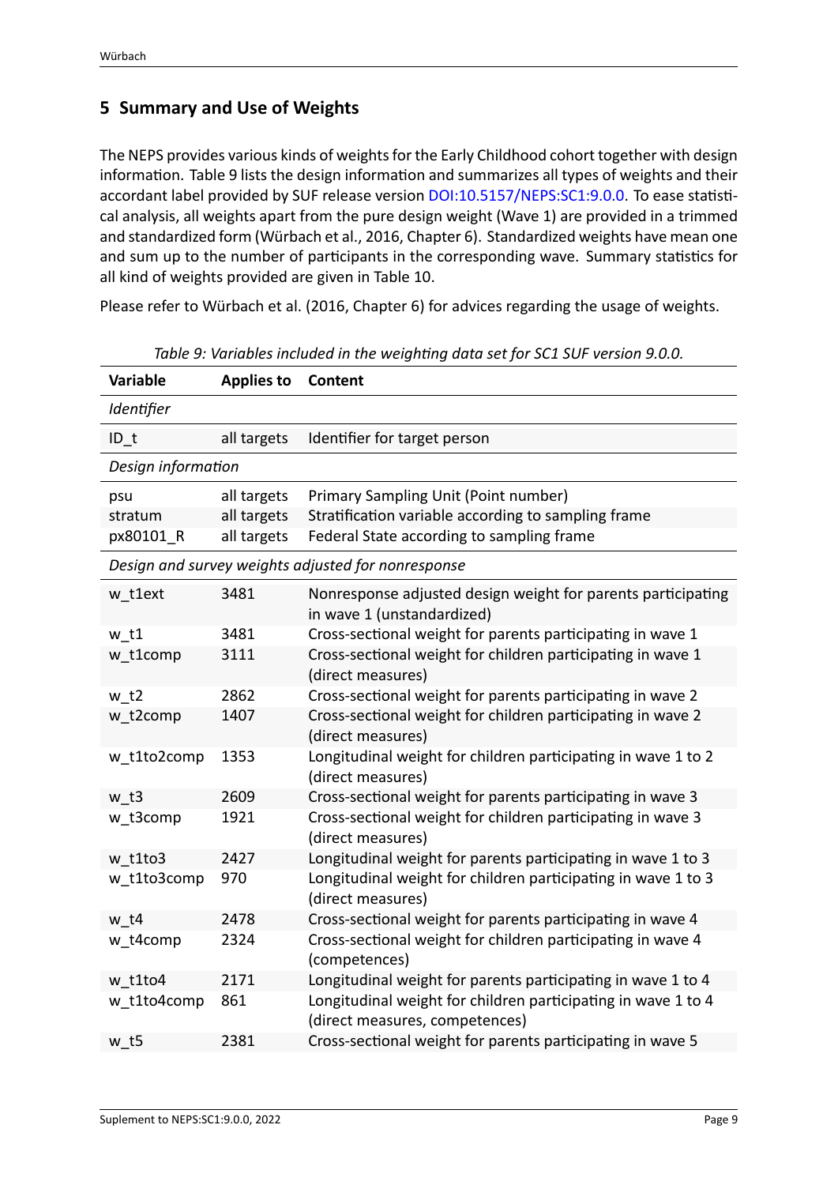## 5 Summary and Use of Weights

The NEPS provides various kinds of weights for the Early Childhood cohort together with design information. Table 9 lists the design information and summarizes all types of weights and their accordant label provided by SUF release version DOI:10.5157/NEPS:SC1:9.0.0. To ease statistical analysis, all weights apart from the pure design weight (Wave 1) are provided in a trimmed and standardized form (Würbach et al., 2016, Chapter 6). Standardized weights have mean one and sum up to the number of participants in the corresponding wave. Summary statistics for all kind of weights provided are given in Table 10.

Please refer to Würbach et al. (2016, Chapter 6) for advices regarding the usage of weights.

*Table 9: Variables included in the weighting data set for SC1 SUF version 9.0.0.*

| Variable | Applies to | Content |
|---|---|---|
| *Identifier* | | |
| ID_t | all targets | Identifier for target person |
| *Design information* | | |
| psu | all targets | Primary Sampling Unit (Point number) |
| stratum | all targets | Stratification variable according to sampling frame |
| px80101_R | all targets | Federal State according to sampling frame |
| *Design and survey weights adjusted for nonresponse* | | |
| w_t1ext | 3481 | Nonresponse adjusted design weight for parents participating in wave 1 (unstandardized) |
| w_t1 | 3481 | Cross-sectional weight for parents participating in wave 1 |
| w_t1comp | 3111 | Cross-sectional weight for children participating in wave 1 (direct measures) |
| w_t2 | 2862 | Cross-sectional weight for parents participating in wave 2 |
| w_t2comp | 1407 | Cross-sectional weight for children participating in wave 2 (direct measures) |
| w_t1to2comp | 1353 | Longitudinal weight for children participating in wave 1 to 2 (direct measures) |
| w_t3 | 2609 | Cross-sectional weight for parents participating in wave 3 |
| w_t3comp | 1921 | Cross-sectional weight for children participating in wave 3 (direct measures) |
| w_t1to3 | 2427 | Longitudinal weight for parents participating in wave 1 to 3 |
| w_t1to3comp | 970 | Longitudinal weight for children participating in wave 1 to 3 (direct measures) |
| w_t4 | 2478 | Cross-sectional weight for parents participating in wave 4 |
| w_t4comp | 2324 | Cross-sectional weight for children participating in wave 4 (competences) |
| w_t1to4 | 2171 | Longitudinal weight for parents participating in wave 1 to 4 |
| w_t1to4comp | 861 | Longitudinal weight for children participating in wave 1 to 4 (direct measures, competences) |
| w_t5 | 2381 | Cross-sectional weight for parents participating in wave 5 |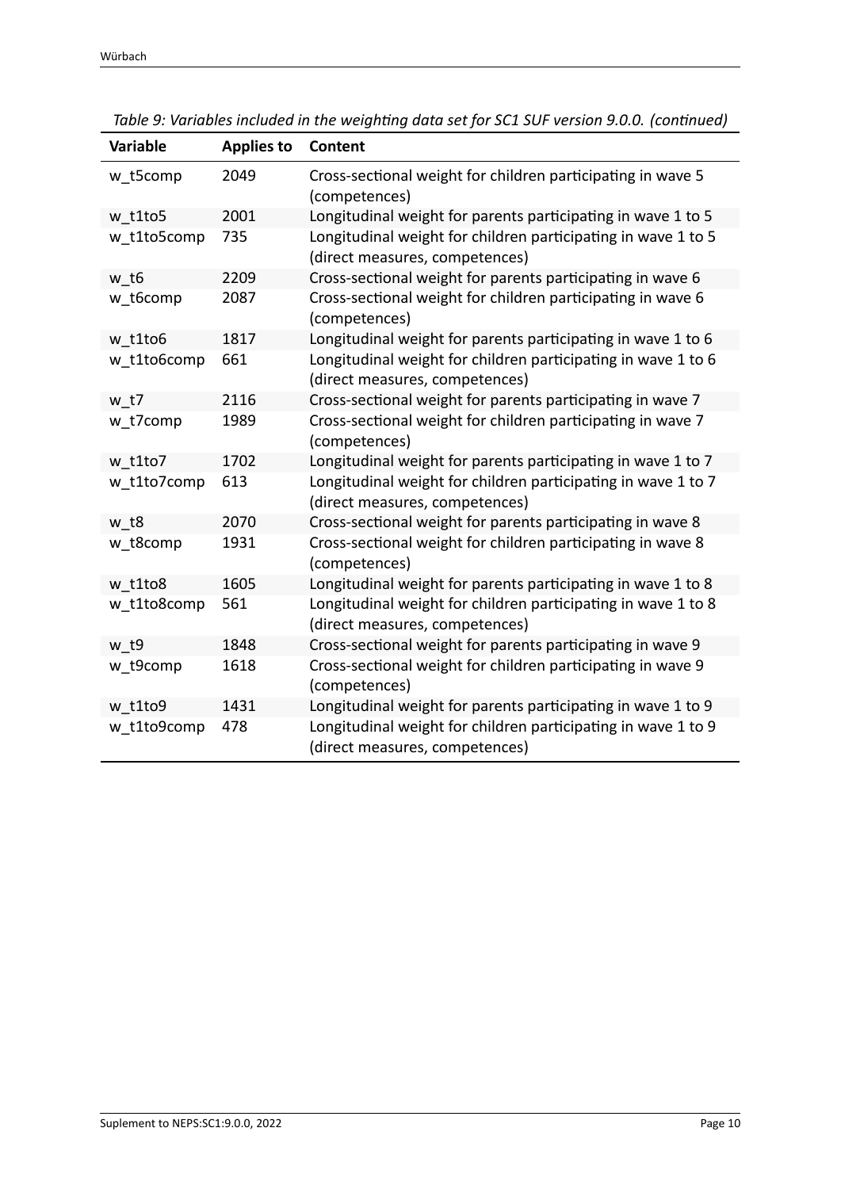*Table 9: Variables included in the weighting data set for SC1 SUF version 9.0.0. (continued)*

| Variable | Applies to | Content |
| --- | --- | --- |
| w_t5comp | 2049 | Cross-sectional weight for children participating in wave 5 (competences) |
| w_t1to5 | 2001 | Longitudinal weight for parents participating in wave 1 to 5 |
| w_t1to5comp | 735 | Longitudinal weight for children participating in wave 1 to 5 (direct measures, competences) |
| w_t6 | 2209 | Cross-sectional weight for parents participating in wave 6 |
| w_t6comp | 2087 | Cross-sectional weight for children participating in wave 6 (competences) |
| w_t1to6 | 1817 | Longitudinal weight for parents participating in wave 1 to 6 |
| w_t1to6comp | 661 | Longitudinal weight for children participating in wave 1 to 6 (direct measures, competences) |
| w_t7 | 2116 | Cross-sectional weight for parents participating in wave 7 |
| w_t7comp | 1989 | Cross-sectional weight for children participating in wave 7 (competences) |
| w_t1to7 | 1702 | Longitudinal weight for parents participating in wave 1 to 7 |
| w_t1to7comp | 613 | Longitudinal weight for children participating in wave 1 to 7 (direct measures, competences) |
| w_t8 | 2070 | Cross-sectional weight for parents participating in wave 8 |
| w_t8comp | 1931 | Cross-sectional weight for children participating in wave 8 (competences) |
| w_t1to8 | 1605 | Longitudinal weight for parents participating in wave 1 to 8 |
| w_t1to8comp | 561 | Longitudinal weight for children participating in wave 1 to 8 (direct measures, competences) |
| w_t9 | 1848 | Cross-sectional weight for parents participating in wave 9 |
| w_t9comp | 1618 | Cross-sectional weight for children participating in wave 9 (competences) |
| w_t1to9 | 1431 | Longitudinal weight for parents participating in wave 1 to 9 |
| w_t1to9comp | 478 | Longitudinal weight for children participating in wave 1 to 9 (direct measures, competences) |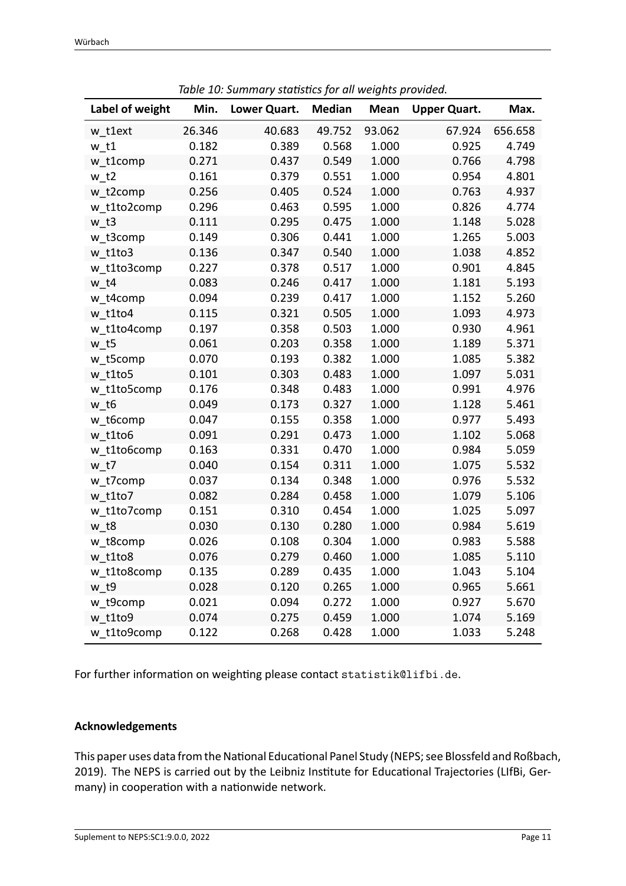*Table 10: Summary statistics for all weights provided.*

| Label of weight | Min. | Lower Quart. | Median | Mean | Upper Quart. | Max. |
|---|---|---|---|---|---|---|
| w_t1ext | 26.346 | 40.683 | 49.752 | 93.062 | 67.924 | 656.658 |
| w_t1 | 0.182 | 0.389 | 0.568 | 1.000 | 0.925 | 4.749 |
| w_t1comp | 0.271 | 0.437 | 0.549 | 1.000 | 0.766 | 4.798 |
| w_t2 | 0.161 | 0.379 | 0.551 | 1.000 | 0.954 | 4.801 |
| w_t2comp | 0.256 | 0.405 | 0.524 | 1.000 | 0.763 | 4.937 |
| w_t1to2comp | 0.296 | 0.463 | 0.595 | 1.000 | 0.826 | 4.774 |
| w_t3 | 0.111 | 0.295 | 0.475 | 1.000 | 1.148 | 5.028 |
| w_t3comp | 0.149 | 0.306 | 0.441 | 1.000 | 1.265 | 5.003 |
| w_t1to3 | 0.136 | 0.347 | 0.540 | 1.000 | 1.038 | 4.852 |
| w_t1to3comp | 0.227 | 0.378 | 0.517 | 1.000 | 0.901 | 4.845 |
| w_t4 | 0.083 | 0.246 | 0.417 | 1.000 | 1.181 | 5.193 |
| w_t4comp | 0.094 | 0.239 | 0.417 | 1.000 | 1.152 | 5.260 |
| w_t1to4 | 0.115 | 0.321 | 0.505 | 1.000 | 1.093 | 4.973 |
| w_t1to4comp | 0.197 | 0.358 | 0.503 | 1.000 | 0.930 | 4.961 |
| w_t5 | 0.061 | 0.203 | 0.358 | 1.000 | 1.189 | 5.371 |
| w_t5comp | 0.070 | 0.193 | 0.382 | 1.000 | 1.085 | 5.382 |
| w_t1to5 | 0.101 | 0.303 | 0.483 | 1.000 | 1.097 | 5.031 |
| w_t1to5comp | 0.176 | 0.348 | 0.483 | 1.000 | 0.991 | 4.976 |
| w_t6 | 0.049 | 0.173 | 0.327 | 1.000 | 1.128 | 5.461 |
| w_t6comp | 0.047 | 0.155 | 0.358 | 1.000 | 0.977 | 5.493 |
| w_t1to6 | 0.091 | 0.291 | 0.473 | 1.000 | 1.102 | 5.068 |
| w_t1to6comp | 0.163 | 0.331 | 0.470 | 1.000 | 0.984 | 5.059 |
| w_t7 | 0.040 | 0.154 | 0.311 | 1.000 | 1.075 | 5.532 |
| w_t7comp | 0.037 | 0.134 | 0.348 | 1.000 | 0.976 | 5.532 |
| w_t1to7 | 0.082 | 0.284 | 0.458 | 1.000 | 1.079 | 5.106 |
| w_t1to7comp | 0.151 | 0.310 | 0.454 | 1.000 | 1.025 | 5.097 |
| w_t8 | 0.030 | 0.130 | 0.280 | 1.000 | 0.984 | 5.619 |
| w_t8comp | 0.026 | 0.108 | 0.304 | 1.000 | 0.983 | 5.588 |
| w_t1to8 | 0.076 | 0.279 | 0.460 | 1.000 | 1.085 | 5.110 |
| w_t1to8comp | 0.135 | 0.289 | 0.435 | 1.000 | 1.043 | 5.104 |
| w_t9 | 0.028 | 0.120 | 0.265 | 1.000 | 0.965 | 5.661 |
| w_t9comp | 0.021 | 0.094 | 0.272 | 1.000 | 0.927 | 5.670 |
| w_t1to9 | 0.074 | 0.275 | 0.459 | 1.000 | 1.074 | 5.169 |
| w_t1to9comp | 0.122 | 0.268 | 0.428 | 1.000 | 1.033 | 5.248 |

For further information on weighting please contact `statistik@lifbi.de`.

### Acknowledgements

This paper uses data from the National Educational Panel Study (NEPS; see Blossfeld and Roßbach, 2019). The NEPS is carried out by the Leibniz Institute for Educational Trajectories (LIfBi, Germany) in cooperation with a nationwide network.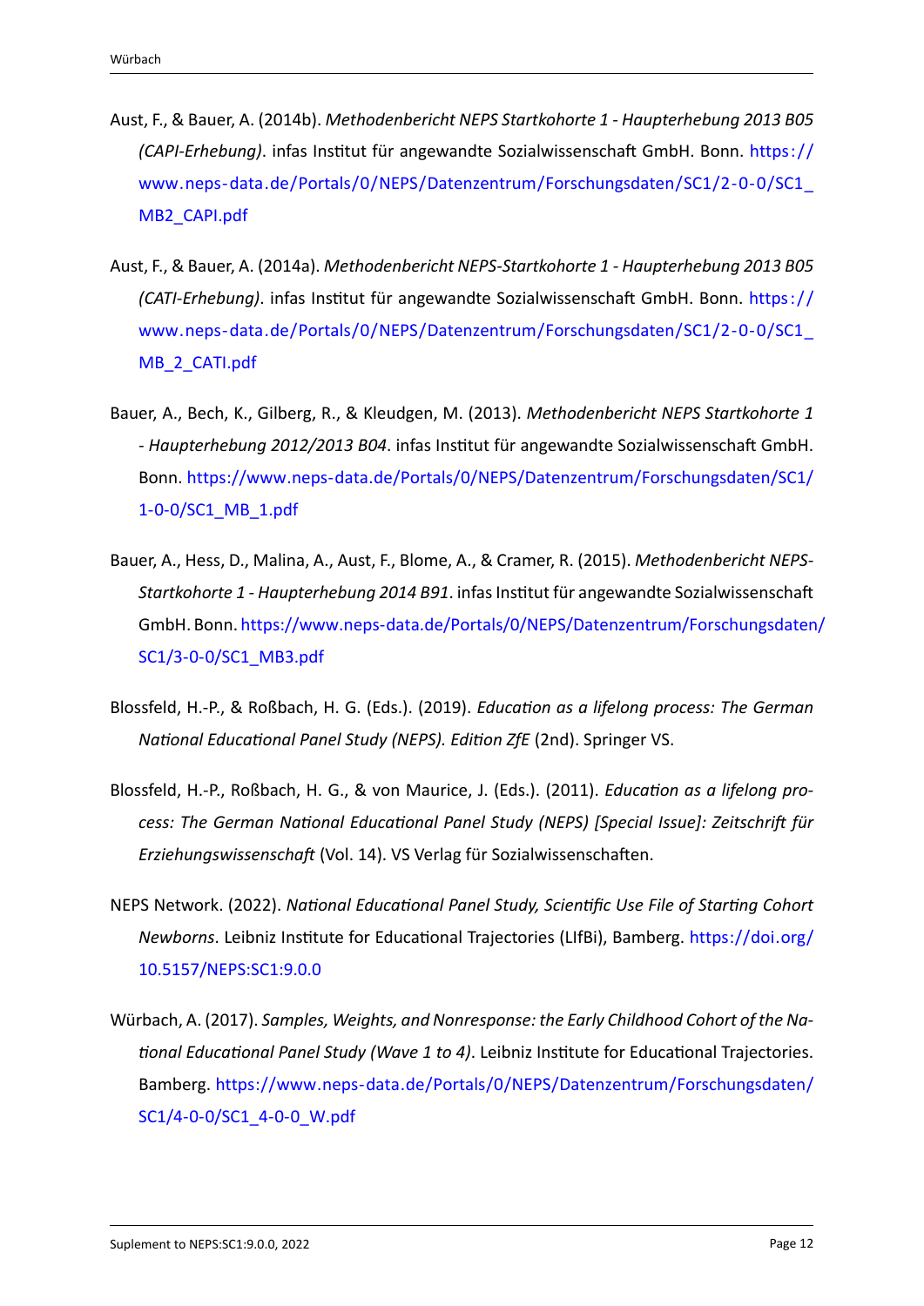Aust, F., & Bauer, A. (2014b). *Methodenbericht NEPS Startkohorte 1 - Haupterhebung 2013 B05 (CAPI-Erhebung)*. infas Institut für angewandte Sozialwissenschaft GmbH. Bonn. https://www.neps-data.de/Portals/0/NEPS/Datenzentrum/Forschungsdaten/SC1/2-0-0/SC1_MB2_CAPI.pdf

Aust, F., & Bauer, A. (2014a). *Methodenbericht NEPS-Startkohorte 1 - Haupterhebung 2013 B05 (CATI-Erhebung)*. infas Institut für angewandte Sozialwissenschaft GmbH. Bonn. https://www.neps-data.de/Portals/0/NEPS/Datenzentrum/Forschungsdaten/SC1/2-0-0/SC1_MB_2_CATI.pdf

Bauer, A., Bech, K., Gilberg, R., & Kleudgen, M. (2013). *Methodenbericht NEPS Startkohorte 1 - Haupterhebung 2012/2013 B04*. infas Institut für angewandte Sozialwissenschaft GmbH. Bonn. https://www.neps-data.de/Portals/0/NEPS/Datenzentrum/Forschungsdaten/SC1/1-0-0/SC1_MB_1.pdf

Bauer, A., Hess, D., Malina, A., Aust, F., Blome, A., & Cramer, R. (2015). *Methodenbericht NEPS-Startkohorte 1 - Haupterhebung 2014 B91*. infas Institut für angewandte Sozialwissenschaft GmbH. Bonn. https://www.neps-data.de/Portals/0/NEPS/Datenzentrum/Forschungsdaten/SC1/3-0-0/SC1_MB3.pdf

Blossfeld, H.-P., & Roßbach, H. G. (Eds.). (2019). *Education as a lifelong process: The German National Educational Panel Study (NEPS). Edition ZfE* (2nd). Springer VS.

Blossfeld, H.-P., Roßbach, H. G., & von Maurice, J. (Eds.). (2011). *Education as a lifelong process: The German National Educational Panel Study (NEPS) [Special Issue]: Zeitschrift für Erziehungswissenschaft* (Vol. 14). VS Verlag für Sozialwissenschaften.

NEPS Network. (2022). *National Educational Panel Study, Scientific Use File of Starting Cohort Newborns*. Leibniz Institute for Educational Trajectories (LIfBi), Bamberg. https://doi.org/10.5157/NEPS:SC1:9.0.0

Würbach, A. (2017). *Samples, Weights, and Nonresponse: the Early Childhood Cohort of the National Educational Panel Study (Wave 1 to 4)*. Leibniz Institute for Educational Trajectories. Bamberg. https://www.neps-data.de/Portals/0/NEPS/Datenzentrum/Forschungsdaten/SC1/4-0-0/SC1_4-0-0_W.pdf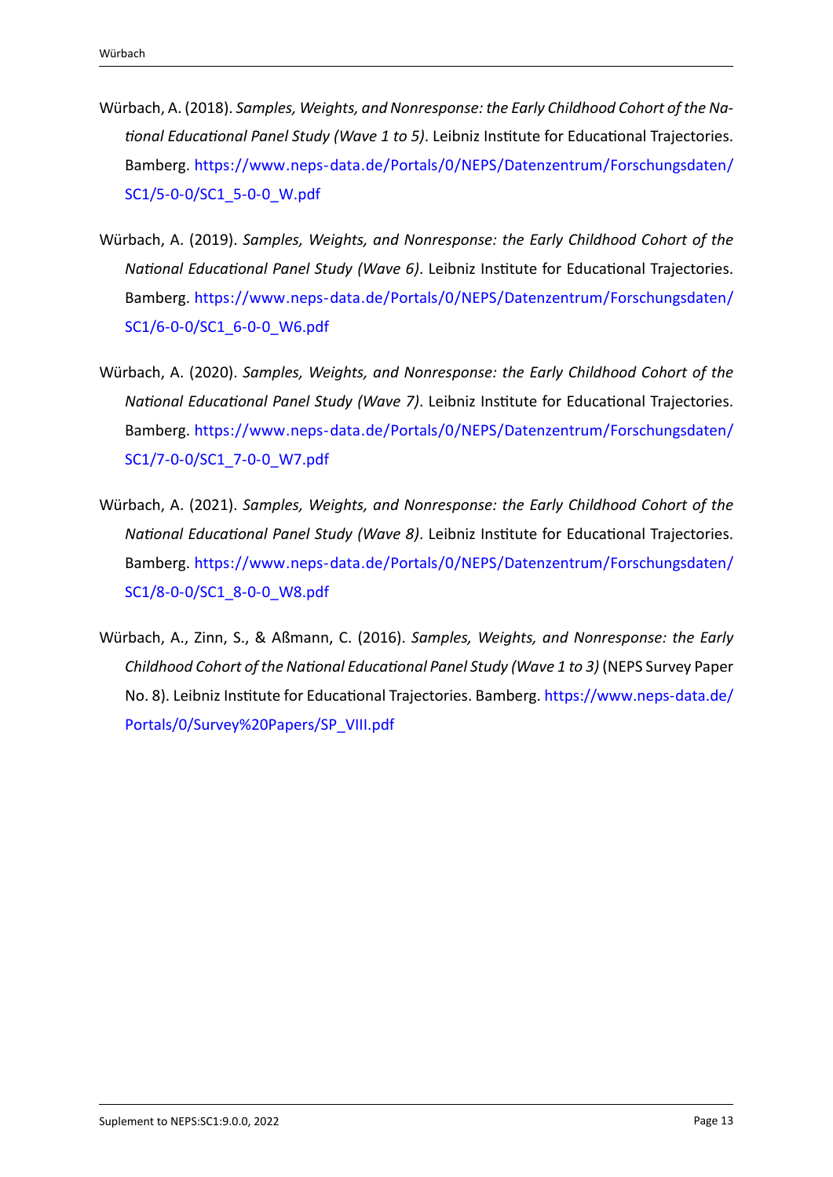Würbach, A. (2018). *Samples, Weights, and Nonresponse: the Early Childhood Cohort of the National Educational Panel Study (Wave 1 to 5)*. Leibniz Institute for Educational Trajectories. Bamberg. https://www.neps-data.de/Portals/0/NEPS/Datenzentrum/Forschungsdaten/SC1/5-0-0/SC1_5-0-0_W.pdf

Würbach, A. (2019). *Samples, Weights, and Nonresponse: the Early Childhood Cohort of the National Educational Panel Study (Wave 6)*. Leibniz Institute for Educational Trajectories. Bamberg. https://www.neps-data.de/Portals/0/NEPS/Datenzentrum/Forschungsdaten/SC1/6-0-0/SC1_6-0-0_W6.pdf

Würbach, A. (2020). *Samples, Weights, and Nonresponse: the Early Childhood Cohort of the National Educational Panel Study (Wave 7)*. Leibniz Institute for Educational Trajectories. Bamberg. https://www.neps-data.de/Portals/0/NEPS/Datenzentrum/Forschungsdaten/SC1/7-0-0/SC1_7-0-0_W7.pdf

Würbach, A. (2021). *Samples, Weights, and Nonresponse: the Early Childhood Cohort of the National Educational Panel Study (Wave 8)*. Leibniz Institute for Educational Trajectories. Bamberg. https://www.neps-data.de/Portals/0/NEPS/Datenzentrum/Forschungsdaten/SC1/8-0-0/SC1_8-0-0_W8.pdf

Würbach, A., Zinn, S., & Aßmann, C. (2016). *Samples, Weights, and Nonresponse: the Early Childhood Cohort of the National Educational Panel Study (Wave 1 to 3)* (NEPS Survey Paper No. 8). Leibniz Institute for Educational Trajectories. Bamberg. https://www.neps-data.de/Portals/0/Survey%20Papers/SP_VIII.pdf